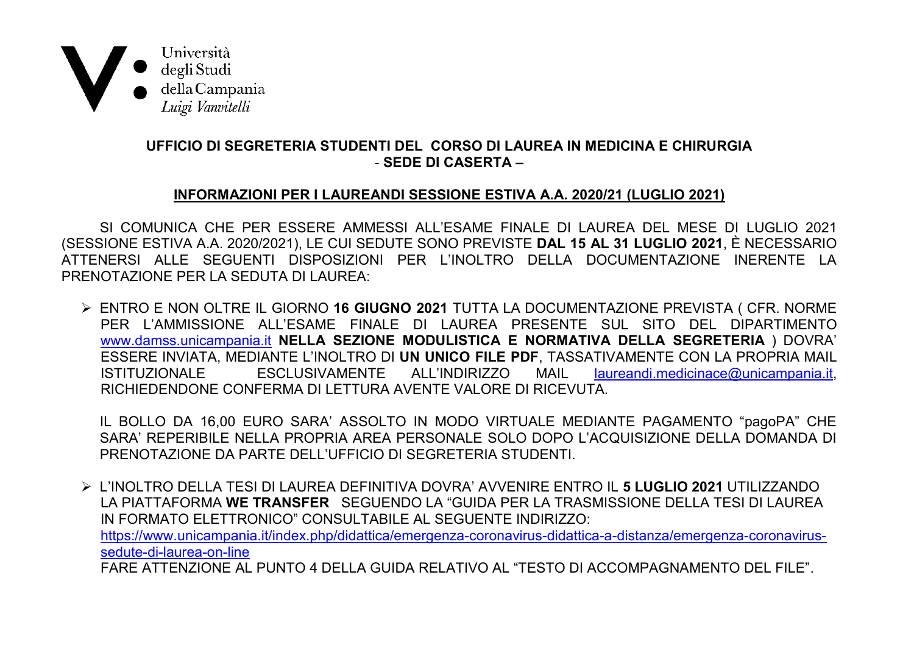Università
degli Studi
della Campania
*Luigi Vanvitelli*

**UFFICIO DI SEGRETERIA STUDENTI DEL CORSO DI LAUREA IN MEDICINA E CHIRURGIA**
**- SEDE DI CASERTA –**

## INFORMAZIONI PER I LAUREANDI SESSIONE ESTIVA A.A. 2020/21 (LUGLIO 2021)

SI COMUNICA CHE PER ESSERE AMMESSI ALL'ESAME FINALE DI LAUREA DEL MESE DI LUGLIO 2021 (SESSIONE ESTIVA A.A. 2020/2021), LE CUI SEDUTE SONO PREVISTE **DAL 15 AL 31 LUGLIO 2021**, È NECESSARIO ATTENERSI ALLE SEGUENTI DISPOSIZIONI PER L'INOLTRO DELLA DOCUMENTAZIONE INERENTE LA PRENOTAZIONE PER LA SEDUTA DI LAUREA:

- ENTRO E NON OLTRE IL GIORNO **16 GIUGNO 2021** TUTTA LA DOCUMENTAZIONE PREVISTA ( CFR. NORME PER L'AMMISSIONE ALL'ESAME FINALE DI LAUREA PRESENTE SUL SITO DEL DIPARTIMENTO [www.damss.unicampania.it](http://www.damss.unicampania.it) **NELLA SEZIONE MODULISTICA E NORMATIVA DELLA SEGRETERIA** ) DOVRA' ESSERE INVIATA, MEDIANTE L'INOLTRO DI **UN UNICO FILE PDF**, TASSATIVAMENTE CON LA PROPRIA MAIL ISTITUZIONALE ESCLUSIVAMENTE ALL'INDIRIZZO MAIL laureandi.medicinace@unicampania.it, RICHIEDENDONE CONFERMA DI LETTURA AVENTE VALORE DI RICEVUTA.

  IL BOLLO DA 16,00 EURO SARA' ASSOLTO IN MODO VIRTUALE MEDIANTE PAGAMENTO "pagoPA" CHE SARA' REPERIBILE NELLA PROPRIA AREA PERSONALE SOLO DOPO L'ACQUISIZIONE DELLA DOMANDA DI PRENOTAZIONE DA PARTE DELL'UFFICIO DI SEGRETERIA STUDENTI.

- L'INOLTRO DELLA TESI DI LAUREA DEFINITIVA DOVRA' AVVENIRE ENTRO IL **5 LUGLIO 2021** UTILIZZANDO LA PIATTAFORMA **WE TRANSFER** SEGUENDO LA "GUIDA PER LA TRASMISSIONE DELLA TESI DI LAUREA IN FORMATO ELETTRONICO" CONSULTABILE AL SEGUENTE INDIRIZZO:
  https://www.unicampania.it/index.php/didattica/emergenza-coronavirus-didattica-a-distanza/emergenza-coronavirus-sedute-di-laurea-on-line
  FARE ATTENZIONE AL PUNTO 4 DELLA GUIDA RELATIVO AL "TESTO DI ACCOMPAGNAMENTO DEL FILE".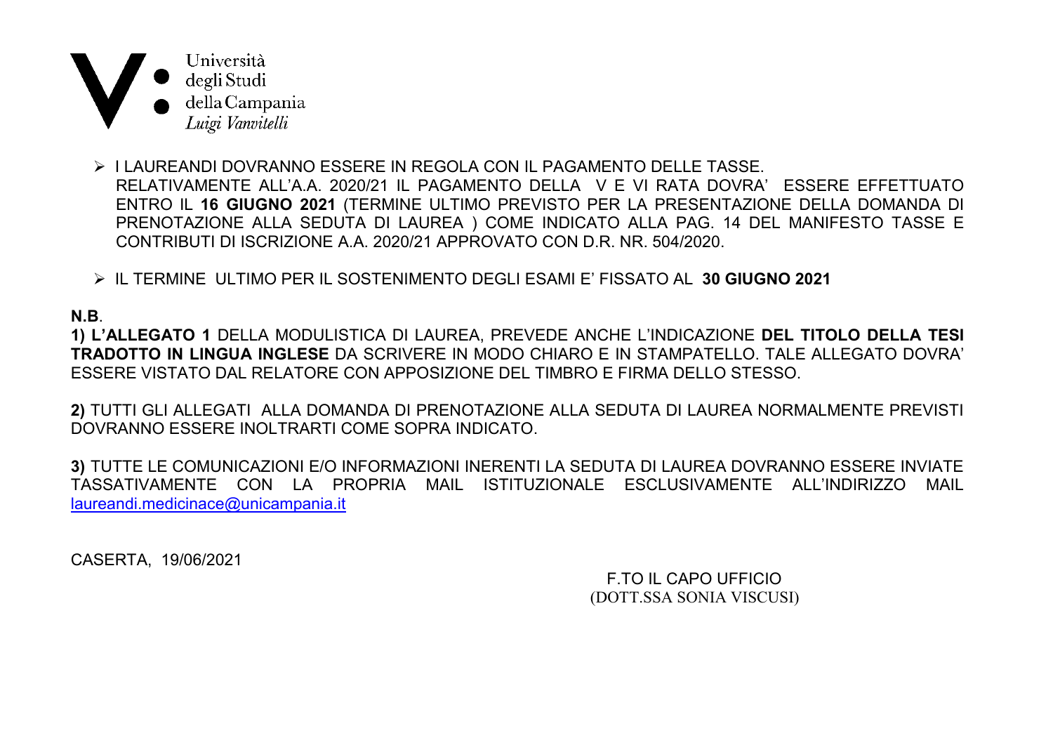- I LAUREANDI DOVRANNO ESSERE IN REGOLA CON IL PAGAMENTO DELLE TASSE. RELATIVAMENTE ALL'A.A. 2020/21 IL PAGAMENTO DELLA V E VI RATA DOVRA' ESSERE EFFETTUATO ENTRO IL **16 GIUGNO 2021** (TERMINE ULTIMO PREVISTO PER LA PRESENTAZIONE DELLA DOMANDA DI PRENOTAZIONE ALLA SEDUTA DI LAUREA ) COME INDICATO ALLA PAG. 14 DEL MANIFESTO TASSE E CONTRIBUTI DI ISCRIZIONE A.A. 2020/21 APPROVATO CON D.R. NR. 504/2020.

- IL TERMINE ULTIMO PER IL SOSTENIMENTO DEGLI ESAMI E' FISSATO AL **30 GIUGNO 2021**

**N.B**.

**1) L'ALLEGATO 1** DELLA MODULISTICA DI LAUREA, PREVEDE ANCHE L'INDICAZIONE **DEL TITOLO DELLA TESI TRADOTTO IN LINGUA INGLESE** DA SCRIVERE IN MODO CHIARO E IN STAMPATELLO. TALE ALLEGATO DOVRA' ESSERE VISTATO DAL RELATORE CON APPOSIZIONE DEL TIMBRO E FIRMA DELLO STESSO.

**2)** TUTTI GLI ALLEGATI ALLA DOMANDA DI PRENOTAZIONE ALLA SEDUTA DI LAUREA NORMALMENTE PREVISTI DOVRANNO ESSERE INOLTRARTI COME SOPRA INDICATO.

**3)** TUTTE LE COMUNICAZIONI E/O INFORMAZIONI INERENTI LA SEDUTA DI LAUREA DOVRANNO ESSERE INVIATE TASSATIVAMENTE CON LA PROPRIA MAIL ISTITUZIONALE ESCLUSIVAMENTE ALL'INDIRIZZO MAIL laureandi.medicinace@unicampania.it

CASERTA, 19/06/2021

F.TO IL CAPO UFFICIO
(DOTT.SSA SONIA VISCUSI)